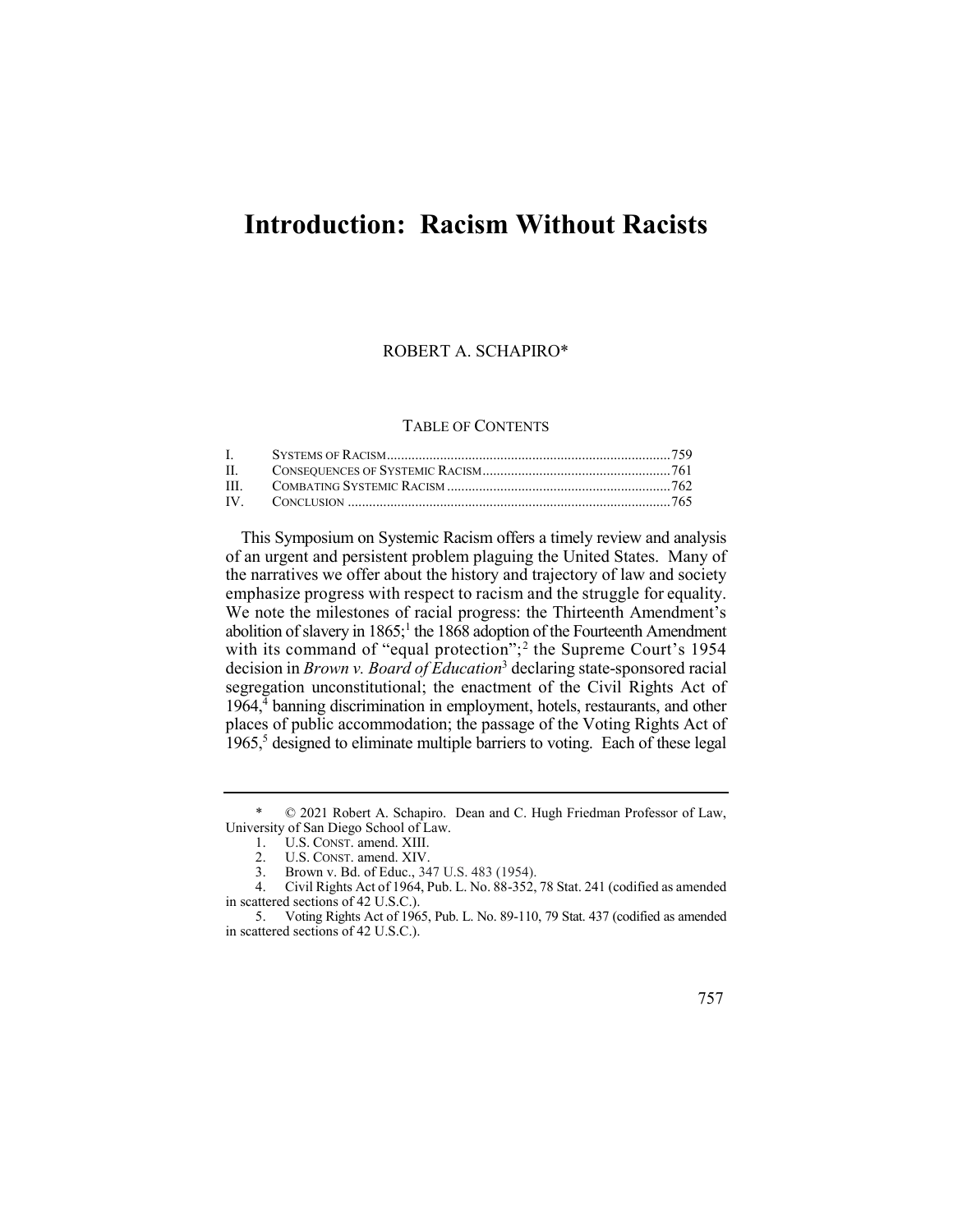# Introduction: Racism Without Racists

ROBERT A. SCHAPIRO*

TABLE OF CONTENTS

| | | |
|---|---|---|
| I. | SYSTEMS OF RACISM | 759 |
| II. | CONSEQUENCES OF SYSTEMIC RACISM | 761 |
| III. | COMBATING SYSTEMIC RACISM | 762 |
| IV. | CONCLUSION | 765 |

This Symposium on Systemic Racism offers a timely review and analysis of an urgent and persistent problem plaguing the United States. Many of the narratives we offer about the history and trajectory of law and society emphasize progress with respect to racism and the struggle for equality. We note the milestones of racial progress: the Thirteenth Amendment's abolition of slavery in 1865;[1] the 1868 adoption of the Fourteenth Amendment with its command of "equal protection";[2] the Supreme Court's 1954 decision in *Brown v. Board of Education*[3] declaring state-sponsored racial segregation unconstitutional; the enactment of the Civil Rights Act of 1964,[4] banning discrimination in employment, hotels, restaurants, and other places of public accommodation; the passage of the Voting Rights Act of 1965,[5] designed to eliminate multiple barriers to voting. Each of these legal

---

\* © 2021 Robert A. Schapiro. Dean and C. Hugh Friedman Professor of Law, University of San Diego School of Law.

1. U.S. CONST. amend. XIII.
2. U.S. CONST. amend. XIV.
3. Brown v. Bd. of Educ., 347 U.S. 483 (1954).
4. Civil Rights Act of 1964, Pub. L. No. 88-352, 78 Stat. 241 (codified as amended in scattered sections of 42 U.S.C.).
5. Voting Rights Act of 1965, Pub. L. No. 89-110, 79 Stat. 437 (codified as amended in scattered sections of 42 U.S.C.).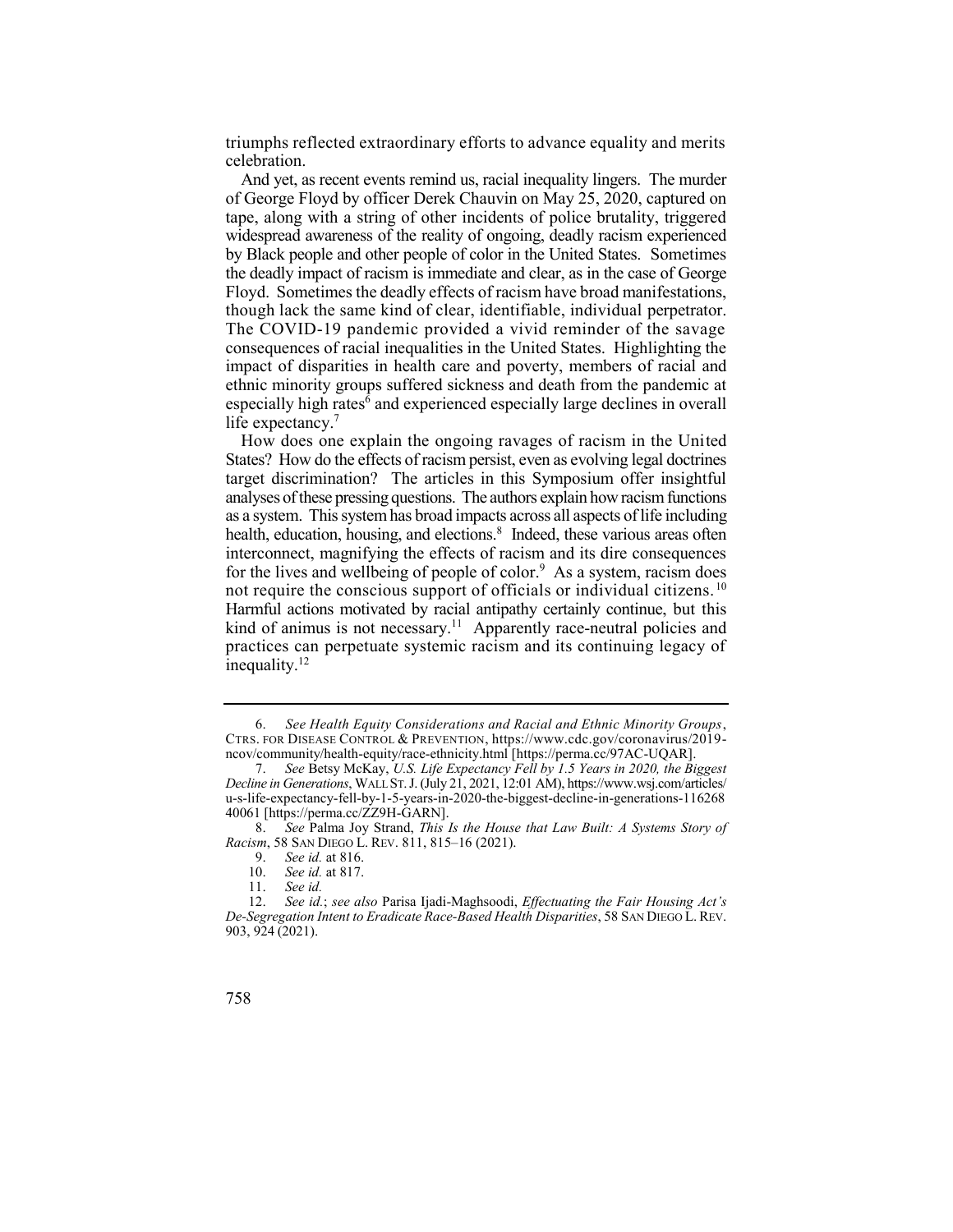triumphs reflected extraordinary efforts to advance equality and merits celebration.

And yet, as recent events remind us, racial inequality lingers. The murder of George Floyd by officer Derek Chauvin on May 25, 2020, captured on tape, along with a string of other incidents of police brutality, triggered widespread awareness of the reality of ongoing, deadly racism experienced by Black people and other people of color in the United States. Sometimes the deadly impact of racism is immediate and clear, as in the case of George Floyd. Sometimes the deadly effects of racism have broad manifestations, though lack the same kind of clear, identifiable, individual perpetrator. The COVID-19 pandemic provided a vivid reminder of the savage consequences of racial inequalities in the United States. Highlighting the impact of disparities in health care and poverty, members of racial and ethnic minority groups suffered sickness and death from the pandemic at especially high rates[6] and experienced especially large declines in overall life expectancy.[7]

How does one explain the ongoing ravages of racism in the United States? How do the effects of racism persist, even as evolving legal doctrines target discrimination? The articles in this Symposium offer insightful analyses of these pressing questions. The authors explain how racism functions as a system. This system has broad impacts across all aspects of life including health, education, housing, and elections.[8] Indeed, these various areas often interconnect, magnifying the effects of racism and its dire consequences for the lives and wellbeing of people of color.[9] As a system, racism does not require the conscious support of officials or individual citizens.[10] Harmful actions motivated by racial antipathy certainly continue, but this kind of animus is not necessary.[11] Apparently race-neutral policies and practices can perpetuate systemic racism and its continuing legacy of inequality.[12]

---

6. *See Health Equity Considerations and Racial and Ethnic Minority Groups*, CTRS. FOR DISEASE CONTROL & PREVENTION, https://www.cdc.gov/coronavirus/2019-ncov/community/health-equity/race-ethnicity.html [https://perma.cc/97AC-UQAR].

7. *See* Betsy McKay, *U.S. Life Expectancy Fell by 1.5 Years in 2020, the Biggest Decline in Generations*, WALL ST. J. (July 21, 2021, 12:01 AM), https://www.wsj.com/articles/u-s-life-expectancy-fell-by-1-5-years-in-2020-the-biggest-decline-in-generations-11626840061 [https://perma.cc/ZZ9H-GARN].

8. *See* Palma Joy Strand, *This Is the House that Law Built: A Systems Story of Racism*, 58 SAN DIEGO L. REV. 811, 815–16 (2021).

9. *See id.* at 816.

10. *See id.* at 817.

11. *See id.*

12. *See id.*; *see also* Parisa Ijadi-Maghsoodi, *Effectuating the Fair Housing Act's De-Segregation Intent to Eradicate Race-Based Health Disparities*, 58 SAN DIEGO L. REV. 903, 924 (2021).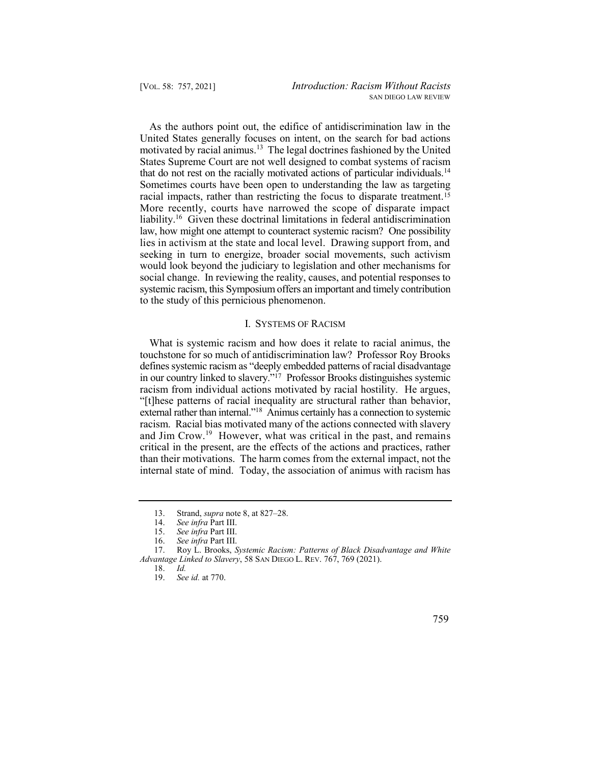As the authors point out, the edifice of antidiscrimination law in the United States generally focuses on intent, on the search for bad actions motivated by racial animus.[13] The legal doctrines fashioned by the United States Supreme Court are not well designed to combat systems of racism that do not rest on the racially motivated actions of particular individuals.[14] Sometimes courts have been open to understanding the law as targeting racial impacts, rather than restricting the focus to disparate treatment.[15] More recently, courts have narrowed the scope of disparate impact liability.[16] Given these doctrinal limitations in federal antidiscrimination law, how might one attempt to counteract systemic racism? One possibility lies in activism at the state and local level. Drawing support from, and seeking in turn to energize, broader social movements, such activism would look beyond the judiciary to legislation and other mechanisms for social change. In reviewing the reality, causes, and potential responses to systemic racism, this Symposium offers an important and timely contribution to the study of this pernicious phenomenon.

## I. SYSTEMS OF RACISM

What is systemic racism and how does it relate to racial animus, the touchstone for so much of antidiscrimination law? Professor Roy Brooks defines systemic racism as "deeply embedded patterns of racial disadvantage in our country linked to slavery."[17] Professor Brooks distinguishes systemic racism from individual actions motivated by racial hostility. He argues, "[t]hese patterns of racial inequality are structural rather than behavior, external rather than internal."[18] Animus certainly has a connection to systemic racism. Racial bias motivated many of the actions connected with slavery and Jim Crow.[19] However, what was critical in the past, and remains critical in the present, are the effects of the actions and practices, rather than their motivations. The harm comes from the external impact, not the internal state of mind. Today, the association of animus with racism has

---

13. Strand, *supra* note 8, at 827–28.

14. *See infra* Part III.

15. *See infra* Part III.

16. *See infra* Part III.

17. Roy L. Brooks, *Systemic Racism: Patterns of Black Disadvantage and White Advantage Linked to Slavery*, 58 SAN DIEGO L. REV. 767, 769 (2021).

18. *Id.*

19. *See id.* at 770.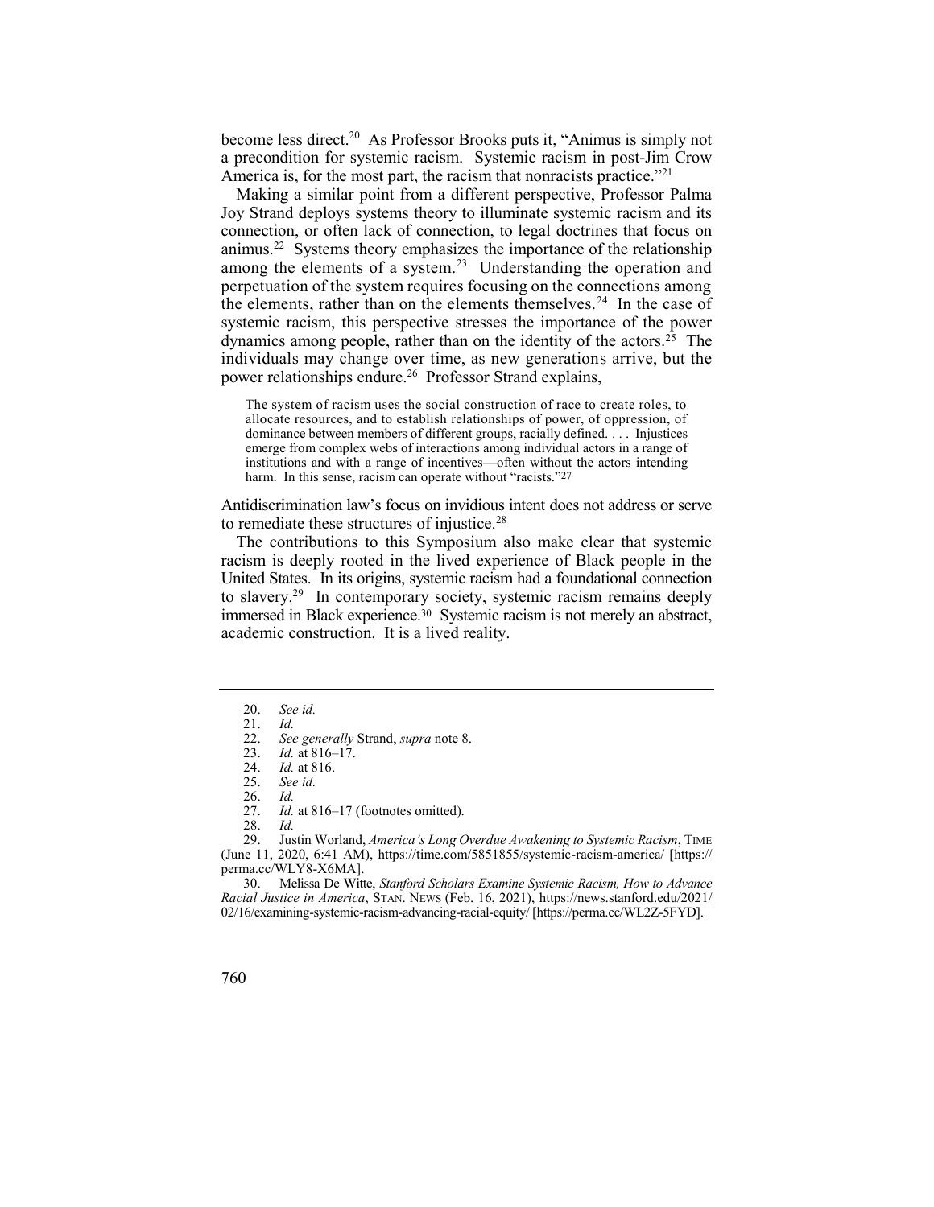become less direct.[20] As Professor Brooks puts it, "Animus is simply not a precondition for systemic racism. Systemic racism in post-Jim Crow America is, for the most part, the racism that nonracists practice."[21]

Making a similar point from a different perspective, Professor Palma Joy Strand deploys systems theory to illuminate systemic racism and its connection, or often lack of connection, to legal doctrines that focus on animus.[22] Systems theory emphasizes the importance of the relationship among the elements of a system.[23] Understanding the operation and perpetuation of the system requires focusing on the connections among the elements, rather than on the elements themselves.[24] In the case of systemic racism, this perspective stresses the importance of the power dynamics among people, rather than on the identity of the actors.[25] The individuals may change over time, as new generations arrive, but the power relationships endure.[26] Professor Strand explains,

> The system of racism uses the social construction of race to create roles, to allocate resources, and to establish relationships of power, of oppression, of dominance between members of different groups, racially defined. . . . Injustices emerge from complex webs of interactions among individual actors in a range of institutions and with a range of incentives—often without the actors intending harm. In this sense, racism can operate without "racists."[27]

Antidiscrimination law's focus on invidious intent does not address or serve to remediate these structures of injustice.[28]

The contributions to this Symposium also make clear that systemic racism is deeply rooted in the lived experience of Black people in the United States. In its origins, systemic racism had a foundational connection to slavery.[29] In contemporary society, systemic racism remains deeply immersed in Black experience.[30] Systemic racism is not merely an abstract, academic construction. It is a lived reality.

---

20. *See id.*
21. *Id.*
22. *See generally* Strand, *supra* note 8.
23. *Id.* at 816–17.
24. *Id.* at 816.
25. *See id.*
26. *Id.*
27. *Id.* at 816–17 (footnotes omitted).
28. *Id.*
29. Justin Worland, *America's Long Overdue Awakening to Systemic Racism*, TIME (June 11, 2020, 6:41 AM), https://time.com/5851855/systemic-racism-america/ [https://perma.cc/WLY8-X6MA].
30. Melissa De Witte, *Stanford Scholars Examine Systemic Racism, How to Advance Racial Justice in America*, STAN. NEWS (Feb. 16, 2021), https://news.stanford.edu/2021/02/16/examining-systemic-racism-advancing-racial-equity/ [https://perma.cc/WL2Z-5FYD].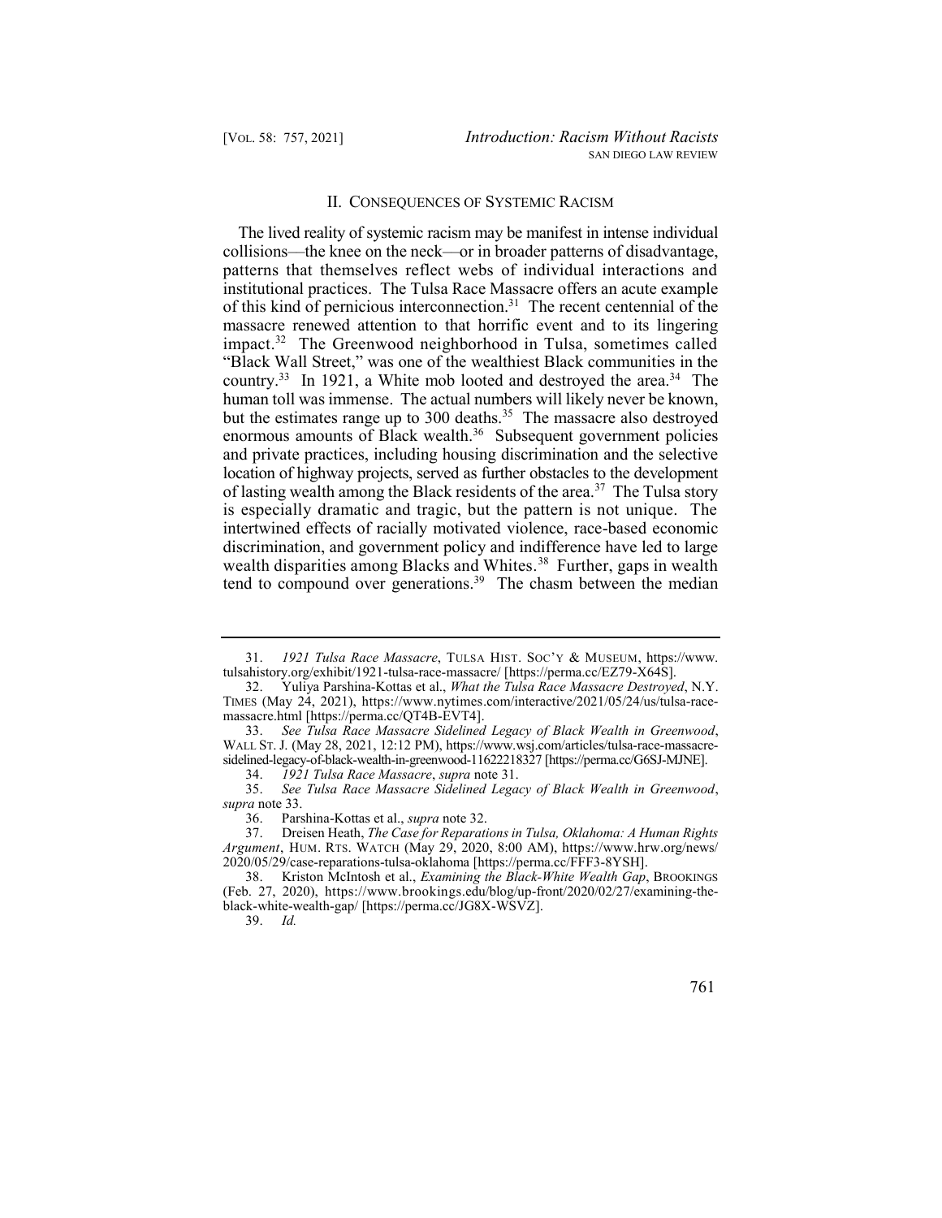## II. CONSEQUENCES OF SYSTEMIC RACISM

The lived reality of systemic racism may be manifest in intense individual collisions—the knee on the neck—or in broader patterns of disadvantage, patterns that themselves reflect webs of individual interactions and institutional practices. The Tulsa Race Massacre offers an acute example of this kind of pernicious interconnection.[31] The recent centennial of the massacre renewed attention to that horrific event and to its lingering impact.[32] The Greenwood neighborhood in Tulsa, sometimes called "Black Wall Street," was one of the wealthiest Black communities in the country.[33] In 1921, a White mob looted and destroyed the area.[34] The human toll was immense. The actual numbers will likely never be known, but the estimates range up to 300 deaths.[35] The massacre also destroyed enormous amounts of Black wealth.[36] Subsequent government policies and private practices, including housing discrimination and the selective location of highway projects, served as further obstacles to the development of lasting wealth among the Black residents of the area.[37] The Tulsa story is especially dramatic and tragic, but the pattern is not unique. The intertwined effects of racially motivated violence, race-based economic discrimination, and government policy and indifference have led to large wealth disparities among Blacks and Whites.[38] Further, gaps in wealth tend to compound over generations.[39] The chasm between the median

---

31. *1921 Tulsa Race Massacre*, TULSA HIST. SOC'Y & MUSEUM, https://www.tulsahistory.org/exhibit/1921-tulsa-race-massacre/ [https://perma.cc/EZ79-X64S].

32. Yuliya Parshina-Kottas et al., *What the Tulsa Race Massacre Destroyed*, N.Y. TIMES (May 24, 2021), https://www.nytimes.com/interactive/2021/05/24/us/tulsa-race-massacre.html [https://perma.cc/QT4B-EVT4].

33. *See Tulsa Race Massacre Sidelined Legacy of Black Wealth in Greenwood*, WALL ST. J. (May 28, 2021, 12:12 PM), https://www.wsj.com/articles/tulsa-race-massacre-sidelined-legacy-of-black-wealth-in-greenwood-11622218327 [https://perma.cc/G6SJ-MJNE].

34. *1921 Tulsa Race Massacre*, *supra* note 31.

35. *See Tulsa Race Massacre Sidelined Legacy of Black Wealth in Greenwood*, *supra* note 33.

36. Parshina-Kottas et al., *supra* note 32.

37. Dreisen Heath, *The Case for Reparations in Tulsa, Oklahoma: A Human Rights Argument*, HUM. RTS. WATCH (May 29, 2020, 8:00 AM), https://www.hrw.org/news/2020/05/29/case-reparations-tulsa-oklahoma [https://perma.cc/FFF3-8YSH].

38. Kriston McIntosh et al., *Examining the Black-White Wealth Gap*, BROOKINGS (Feb. 27, 2020), https://www.brookings.edu/blog/up-front/2020/02/27/examining-the-black-white-wealth-gap/ [https://perma.cc/JG8X-WSVZ].

39. *Id.*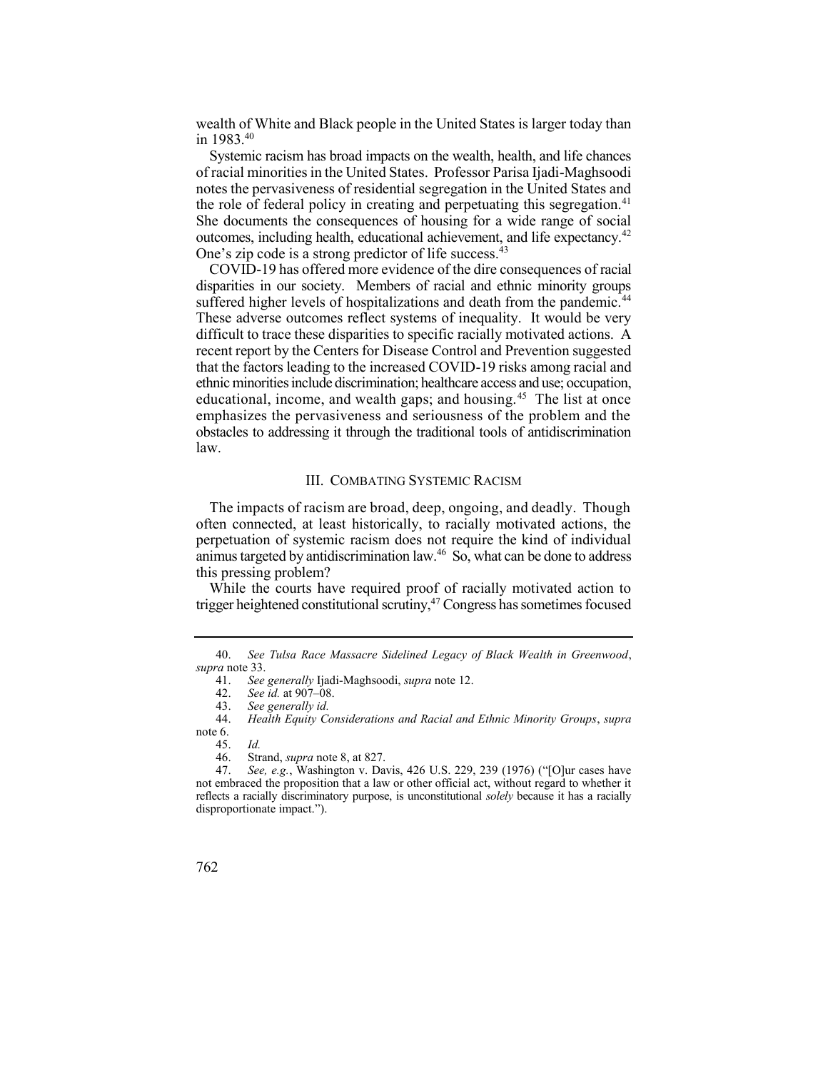wealth of White and Black people in the United States is larger today than in 1983.[40]

Systemic racism has broad impacts on the wealth, health, and life chances of racial minorities in the United States. Professor Parisa Ijadi-Maghsoodi notes the pervasiveness of residential segregation in the United States and the role of federal policy in creating and perpetuating this segregation.[41] She documents the consequences of housing for a wide range of social outcomes, including health, educational achievement, and life expectancy.[42] One's zip code is a strong predictor of life success.[43]

COVID-19 has offered more evidence of the dire consequences of racial disparities in our society. Members of racial and ethnic minority groups suffered higher levels of hospitalizations and death from the pandemic.[44] These adverse outcomes reflect systems of inequality. It would be very difficult to trace these disparities to specific racially motivated actions. A recent report by the Centers for Disease Control and Prevention suggested that the factors leading to the increased COVID-19 risks among racial and ethnic minorities include discrimination; healthcare access and use; occupation, educational, income, and wealth gaps; and housing.[45] The list at once emphasizes the pervasiveness and seriousness of the problem and the obstacles to addressing it through the traditional tools of antidiscrimination law.

## III. Combating Systemic Racism

The impacts of racism are broad, deep, ongoing, and deadly. Though often connected, at least historically, to racially motivated actions, the perpetuation of systemic racism does not require the kind of individual animus targeted by antidiscrimination law.[46] So, what can be done to address this pressing problem?

While the courts have required proof of racially motivated action to trigger heightened constitutional scrutiny,[47] Congress has sometimes focused

---

40. *See Tulsa Race Massacre Sidelined Legacy of Black Wealth in Greenwood*, *supra* note 33.

41. *See generally* Ijadi-Maghsoodi, *supra* note 12.

42. *See id.* at 907–08.

43. *See generally id.*

44. *Health Equity Considerations and Racial and Ethnic Minority Groups*, *supra* note 6.

45. *Id.*

46. Strand, *supra* note 8, at 827.

47. *See, e.g.*, Washington v. Davis, 426 U.S. 229, 239 (1976) ("[O]ur cases have not embraced the proposition that a law or other official act, without regard to whether it reflects a racially discriminatory purpose, is unconstitutional *solely* because it has a racially disproportionate impact.").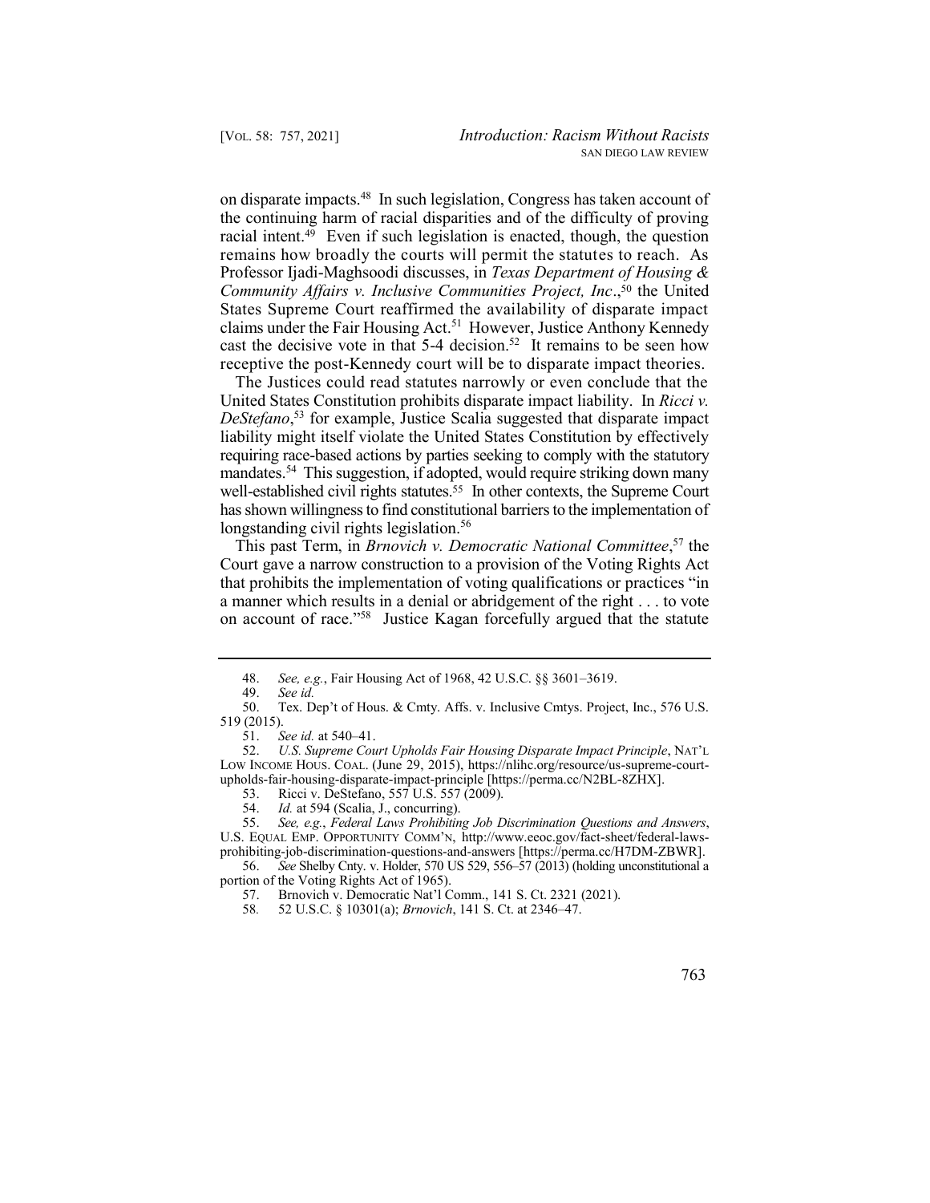on disparate impacts.[48] In such legislation, Congress has taken account of the continuing harm of racial disparities and of the difficulty of proving racial intent.[49] Even if such legislation is enacted, though, the question remains how broadly the courts will permit the statutes to reach. As Professor Ijadi-Maghsoodi discusses, in *Texas Department of Housing & Community Affairs v. Inclusive Communities Project, Inc.*,[50] the United States Supreme Court reaffirmed the availability of disparate impact claims under the Fair Housing Act.[51] However, Justice Anthony Kennedy cast the decisive vote in that 5-4 decision.[52] It remains to be seen how receptive the post-Kennedy court will be to disparate impact theories.

The Justices could read statutes narrowly or even conclude that the United States Constitution prohibits disparate impact liability. In *Ricci v. DeStefano*,[53] for example, Justice Scalia suggested that disparate impact liability might itself violate the United States Constitution by effectively requiring race-based actions by parties seeking to comply with the statutory mandates.[54] This suggestion, if adopted, would require striking down many well-established civil rights statutes.[55] In other contexts, the Supreme Court has shown willingness to find constitutional barriers to the implementation of longstanding civil rights legislation.[56]

This past Term, in *Brnovich v. Democratic National Committee*,[57] the Court gave a narrow construction to a provision of the Voting Rights Act that prohibits the implementation of voting qualifications or practices "in a manner which results in a denial or abridgement of the right . . . to vote on account of race."[58] Justice Kagan forcefully argued that the statute

48. *See, e.g.*, Fair Housing Act of 1968, 42 U.S.C. §§ 3601–3619.

49. *See id.*

50. Tex. Dep't of Hous. & Cmty. Affs. v. Inclusive Cmtys. Project, Inc., 576 U.S. 519 (2015).

51. *See id.* at 540–41.

52. *U.S. Supreme Court Upholds Fair Housing Disparate Impact Principle*, NAT'L LOW INCOME HOUS. COAL. (June 29, 2015), https://nlihc.org/resource/us-supreme-court-upholds-fair-housing-disparate-impact-principle [https://perma.cc/N2BL-8ZHX].

53. Ricci v. DeStefano, 557 U.S. 557 (2009).

54. *Id.* at 594 (Scalia, J., concurring).

55. *See, e.g.*, *Federal Laws Prohibiting Job Discrimination Questions and Answers*, U.S. EQUAL EMP. OPPORTUNITY COMM'N, http://www.eeoc.gov/fact-sheet/federal-laws-prohibiting-job-discrimination-questions-and-answers [https://perma.cc/H7DM-ZBWR].

56. *See* Shelby Cnty. v. Holder, 570 US 529, 556–57 (2013) (holding unconstitutional a portion of the Voting Rights Act of 1965).

57. Brnovich v. Democratic Nat'l Comm., 141 S. Ct. 2321 (2021).

58. 52 U.S.C. § 10301(a); *Brnovich*, 141 S. Ct. at 2346–47.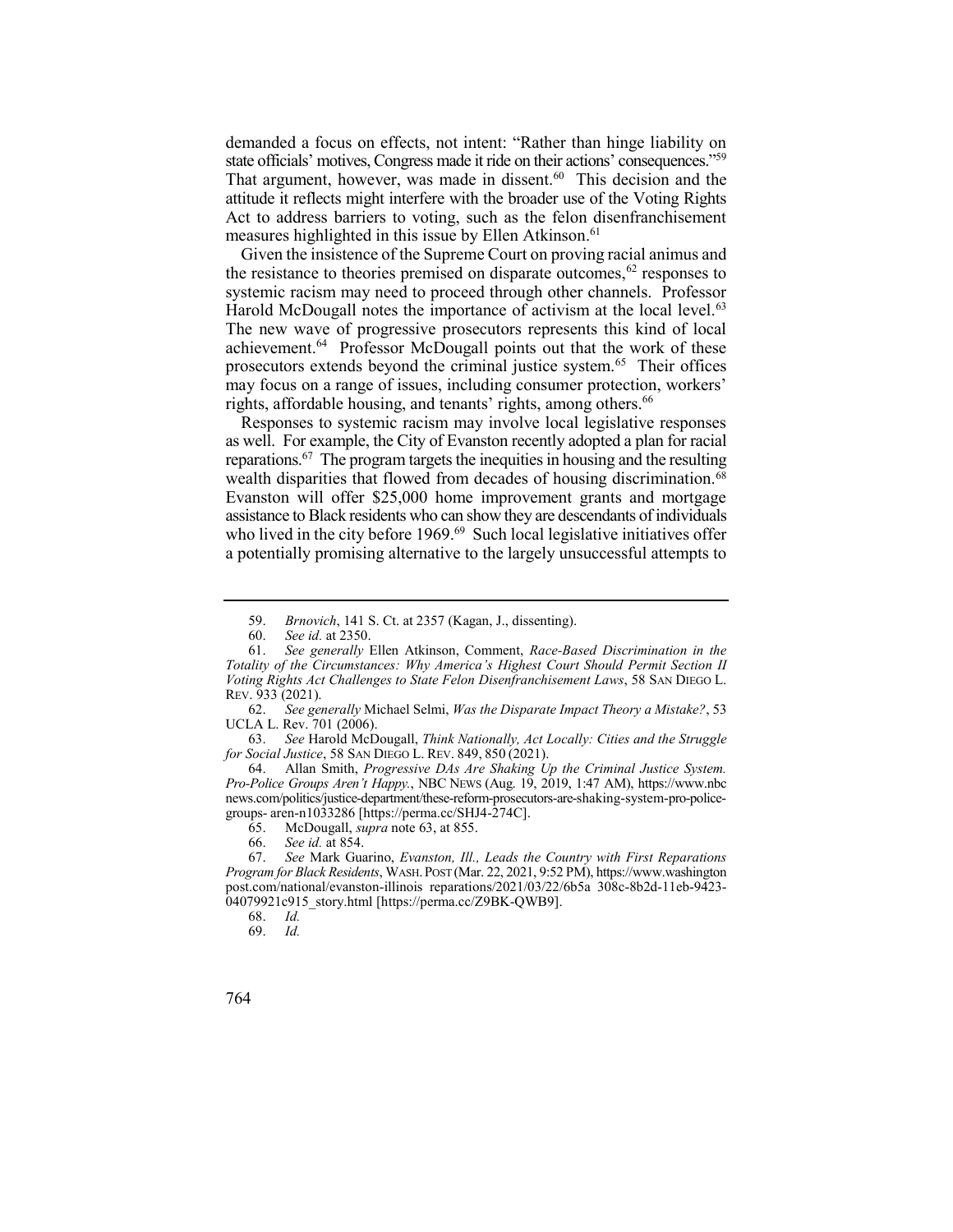demanded a focus on effects, not intent: "Rather than hinge liability on state officials' motives, Congress made it ride on their actions' consequences."[59] That argument, however, was made in dissent.[60] This decision and the attitude it reflects might interfere with the broader use of the Voting Rights Act to address barriers to voting, such as the felon disenfranchisement measures highlighted in this issue by Ellen Atkinson.[61]

Given the insistence of the Supreme Court on proving racial animus and the resistance to theories premised on disparate outcomes,[62] responses to systemic racism may need to proceed through other channels. Professor Harold McDougall notes the importance of activism at the local level.[63] The new wave of progressive prosecutors represents this kind of local achievement.[64] Professor McDougall points out that the work of these prosecutors extends beyond the criminal justice system.[65] Their offices may focus on a range of issues, including consumer protection, workers' rights, affordable housing, and tenants' rights, among others.[66]

Responses to systemic racism may involve local legislative responses as well. For example, the City of Evanston recently adopted a plan for racial reparations.[67] The program targets the inequities in housing and the resulting wealth disparities that flowed from decades of housing discrimination.[68] Evanston will offer $25,000 home improvement grants and mortgage assistance to Black residents who can show they are descendants of individuals who lived in the city before 1969.[69] Such local legislative initiatives offer a potentially promising alternative to the largely unsuccessful attempts to

---

59. *Brnovich*, 141 S. Ct. at 2357 (Kagan, J., dissenting).

60. *See id.* at 2350.

61. *See generally* Ellen Atkinson, Comment, *Race-Based Discrimination in the Totality of the Circumstances: Why America's Highest Court Should Permit Section II Voting Rights Act Challenges to State Felon Disenfranchisement Laws*, 58 SAN DIEGO L. REV. 933 (2021).

62. *See generally* Michael Selmi, *Was the Disparate Impact Theory a Mistake?*, 53 UCLA L. Rev. 701 (2006).

63. *See* Harold McDougall, *Think Nationally, Act Locally: Cities and the Struggle for Social Justice*, 58 SAN DIEGO L. REV. 849, 850 (2021).

64. Allan Smith, *Progressive DAs Are Shaking Up the Criminal Justice System. Pro-Police Groups Aren't Happy.*, NBC NEWS (Aug. 19, 2019, 1:47 AM), https://www.nbcnews.com/politics/justice-department/these-reform-prosecutors-are-shaking-system-pro-police-groups- aren-n1033286 [https://perma.cc/SHJ4-274C].

65. McDougall, *supra* note 63, at 855.

66. *See id.* at 854.

67. *See* Mark Guarino, *Evanston, Ill., Leads the Country with First Reparations Program for Black Residents*, WASH. POST (Mar. 22, 2021, 9:52 PM), https://www.washingtonpost.com/national/evanston-illinois reparations/2021/03/22/6b5a 308c-8b2d-11eb-9423-04079921c915_story.html [https://perma.cc/Z9BK-QWB9].

68. *Id.*

69. *Id.*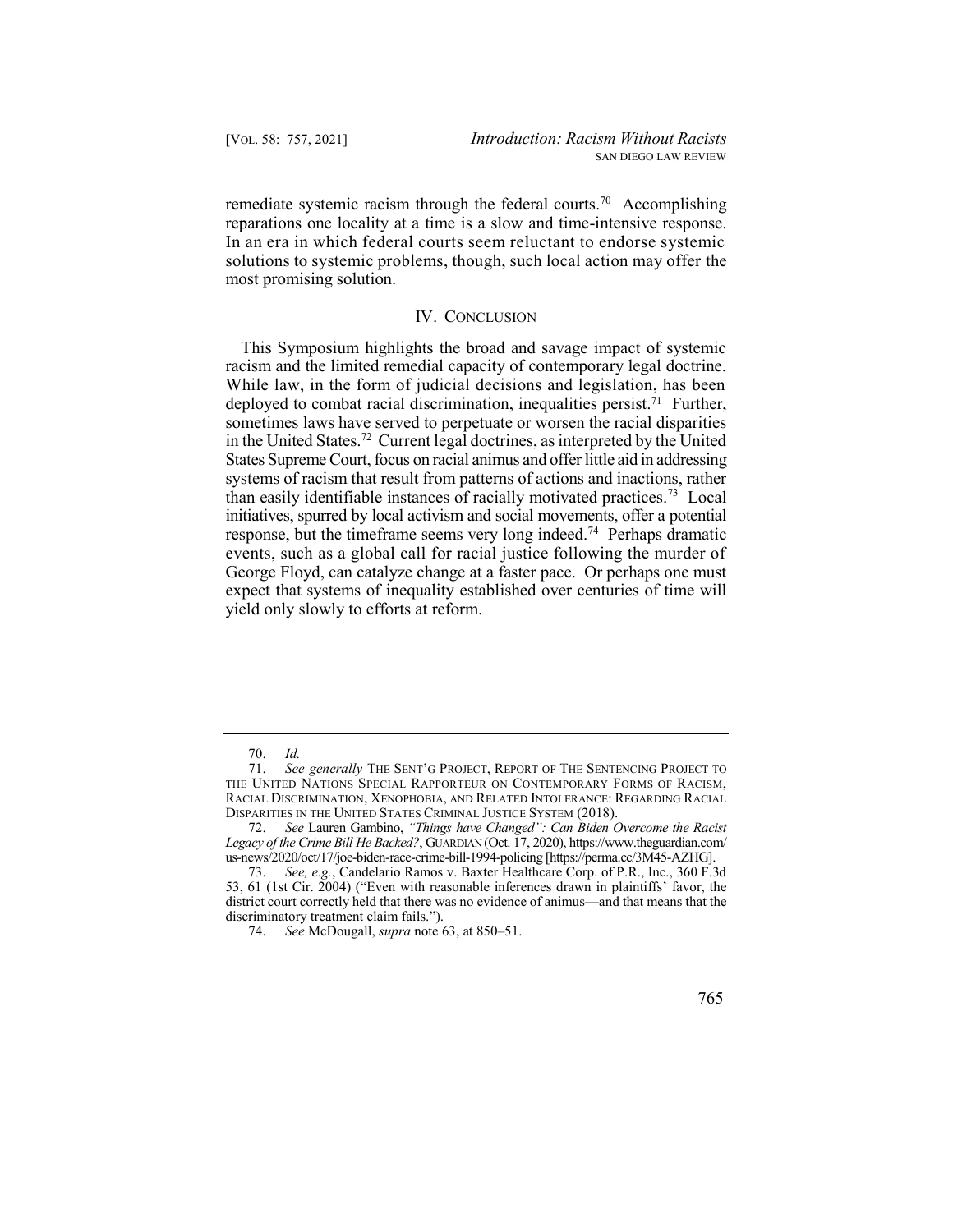remediate systemic racism through the federal courts.[70] Accomplishing reparations one locality at a time is a slow and time-intensive response. In an era in which federal courts seem reluctant to endorse systemic solutions to systemic problems, though, such local action may offer the most promising solution.

## IV. CONCLUSION

This Symposium highlights the broad and savage impact of systemic racism and the limited remedial capacity of contemporary legal doctrine. While law, in the form of judicial decisions and legislation, has been deployed to combat racial discrimination, inequalities persist.[71] Further, sometimes laws have served to perpetuate or worsen the racial disparities in the United States.[72] Current legal doctrines, as interpreted by the United States Supreme Court, focus on racial animus and offer little aid in addressing systems of racism that result from patterns of actions and inactions, rather than easily identifiable instances of racially motivated practices.[73] Local initiatives, spurred by local activism and social movements, offer a potential response, but the timeframe seems very long indeed.[74] Perhaps dramatic events, such as a global call for racial justice following the murder of George Floyd, can catalyze change at a faster pace. Or perhaps one must expect that systems of inequality established over centuries of time will yield only slowly to efforts at reform.

---

70. *Id.*

71. *See generally* THE SENT'G PROJECT, REPORT OF THE SENTENCING PROJECT TO THE UNITED NATIONS SPECIAL RAPPORTEUR ON CONTEMPORARY FORMS OF RACISM, RACIAL DISCRIMINATION, XENOPHOBIA, AND RELATED INTOLERANCE: REGARDING RACIAL DISPARITIES IN THE UNITED STATES CRIMINAL JUSTICE SYSTEM (2018).

72. *See* Lauren Gambino, *"Things have Changed": Can Biden Overcome the Racist Legacy of the Crime Bill He Backed?*, GUARDIAN (Oct. 17, 2020), https://www.theguardian.com/us-news/2020/oct/17/joe-biden-race-crime-bill-1994-policing [https://perma.cc/3M45-AZHG].

73. *See, e.g.*, Candelario Ramos v. Baxter Healthcare Corp. of P.R., Inc., 360 F.3d 53, 61 (1st Cir. 2004) ("Even with reasonable inferences drawn in plaintiffs' favor, the district court correctly held that there was no evidence of animus—and that means that the discriminatory treatment claim fails.").

74. *See* McDougall, *supra* note 63, at 850–51.